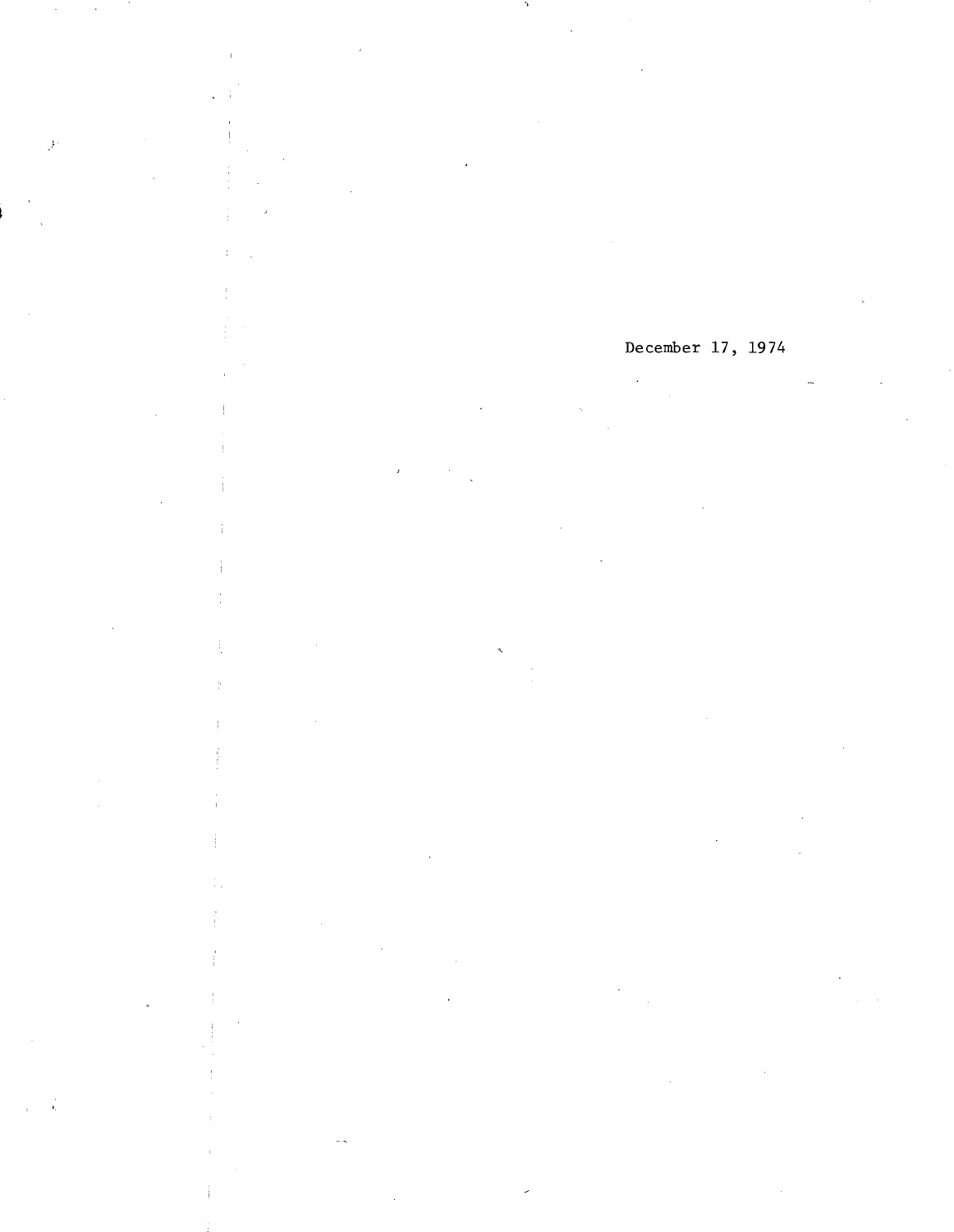December 17, 1974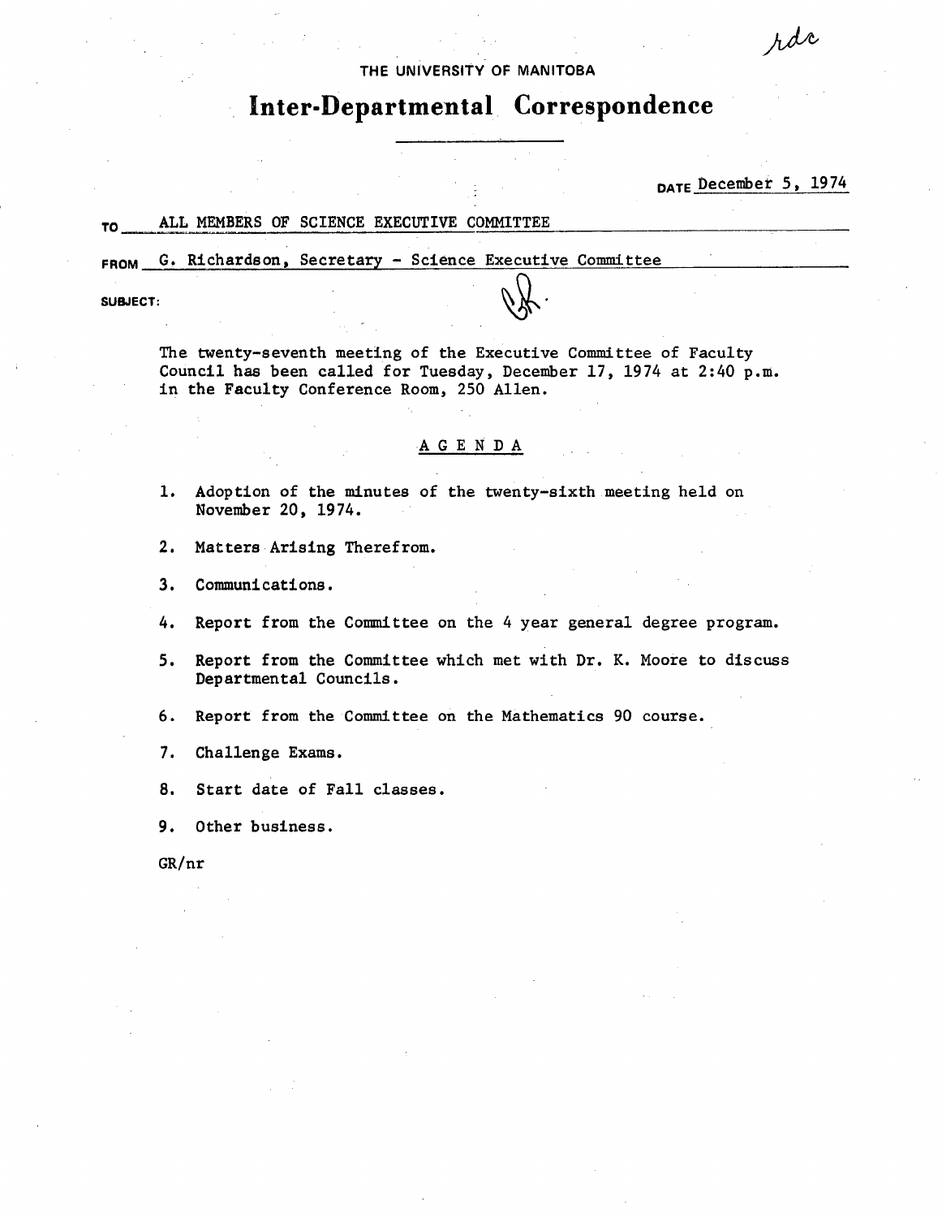rdc

THE UNIVERSITY OF MANITOBA

# Inter-Departmental Correspondence

DATE December 5, 1974

TO ALL MEMBERS OF SCIENCE EXECUTIVE COMMITTEE

FROM G. Richardson, Secretary - Science Executive Committee

SUBJECT:

The twenty-seventh meeting of the Executive Committee of Faculty Council has been called for Tuesday, December 17, 1974 at 2:40 p.m. in the Faculty Conference Room, 250 Allen.

## A G E N D A

1. Adoption of the minutes of the twenty-sixth meeting held on November 20, 1974.
2. Matters Arising Therefrom.
3. Communications.
4. Report from the Committee on the 4 year general degree program.
5. Report from the Committee which met with Dr. K. Moore to discuss Departmental Councils.
6. Report from the Committee on the Mathematics 90 course.
7. Challenge Exams.
8. Start date of Fall classes.
9. Other business.

GR/nr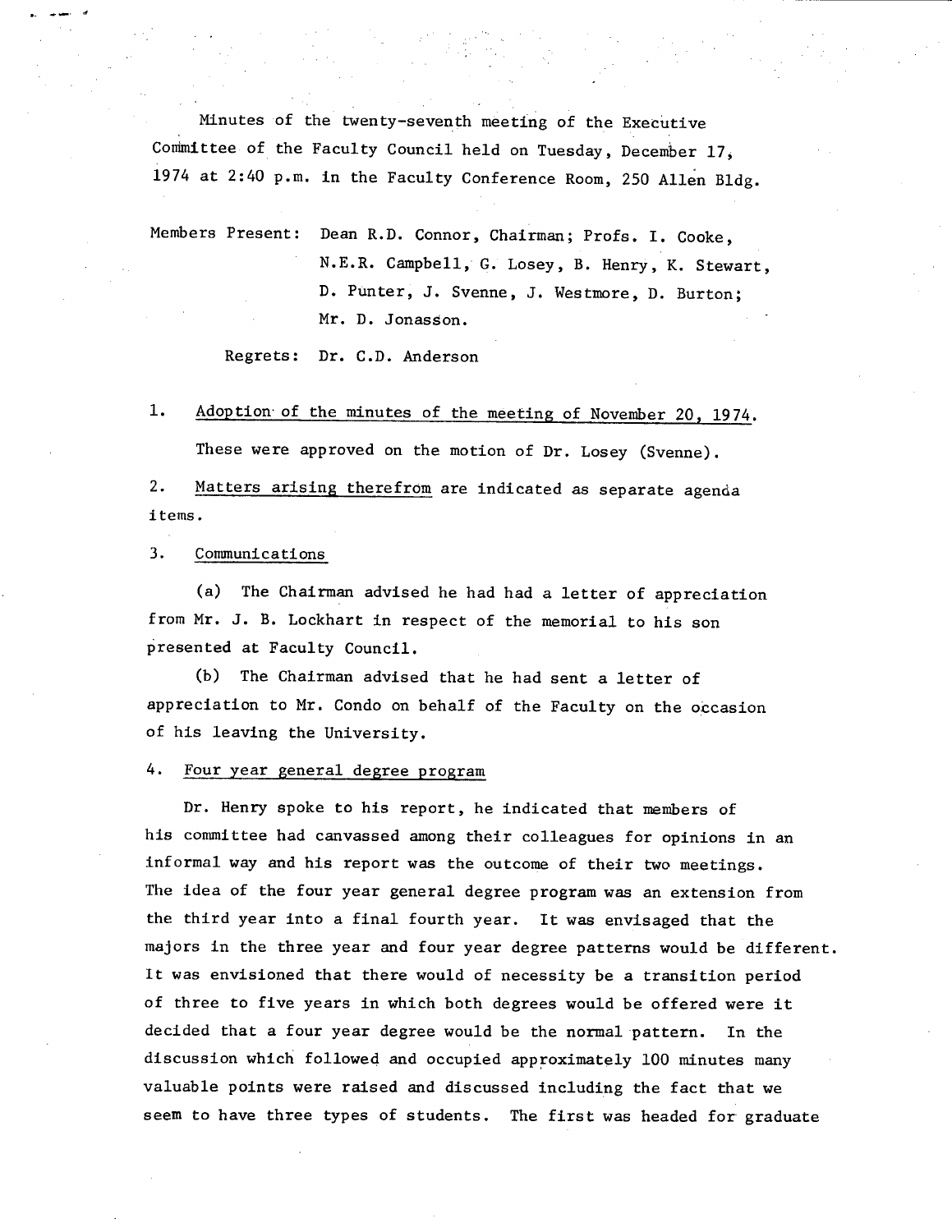Minutes of the twenty-seventh meeting of the Executive Committee of the Faculty Council held on Tuesday, December 17, 1974 at 2:40 p.m. in the Faculty Conference Room, 250 Allen Bldg.

Members Present: Dean R.D. Connor, Chairman; Profs. I. Cooke, N.E.R. Campbell, G. Losey, B. Henry, K. Stewart, D. Punter, J. Svenne, J. Westmore, D. Burton; Mr. D. Jonasson.

Regrets: Dr. C.D. Anderson

1. Adoption of the minutes of the meeting of November 20, 1974.

   These were approved on the motion of Dr. Losey (Svenne).

2. Matters arising therefrom are indicated as separate agenda items.

3. Communications

   (a) The Chairman advised he had had a letter of appreciation from Mr. J. B. Lockhart in respect of the memorial to his son presented at Faculty Council.

   (b) The Chairman advised that he had sent a letter of appreciation to Mr. Condo on behalf of the Faculty on the occasion of his leaving the University.

4. Four year general degree program

Dr. Henry spoke to his report, he indicated that members of his committee had canvassed among their colleagues for opinions in an informal way and his report was the outcome of their two meetings. The idea of the four year general degree program was an extension from the third year into a final fourth year. It was envisaged that the majors in the three year and four year degree patterns would be different. It was envisioned that there would of necessity be a transition period of three to five years in which both degrees would be offered were it decided that a four year degree would be the normal pattern. In the discussion which followed and occupied approximately 100 minutes many valuable points were raised and discussed including the fact that we seem to have three types of students. The first was headed for graduate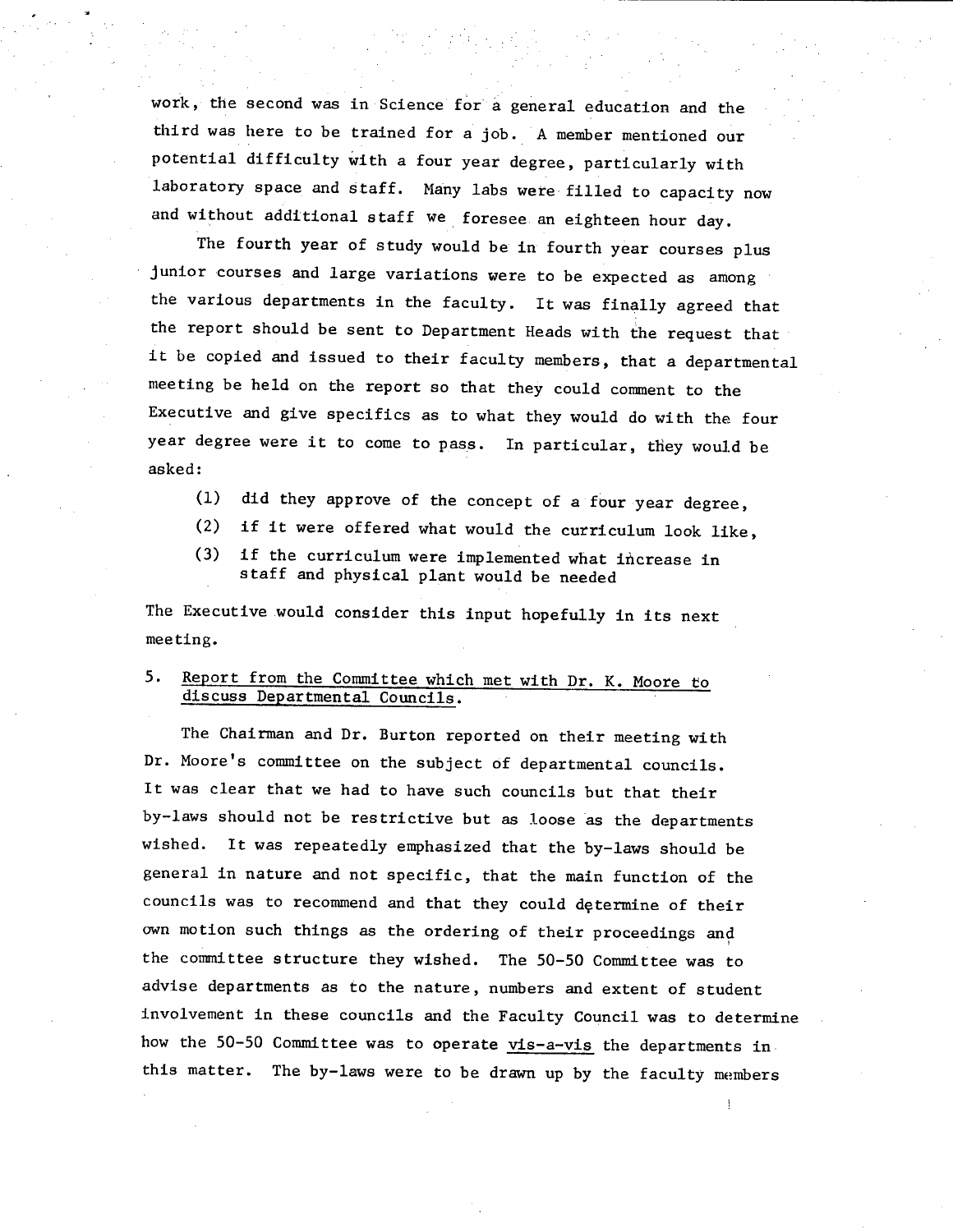work, the second was in Science for a general education and the third was here to be trained for a job. A member mentioned our potential difficulty with a four year degree, particularly with laboratory space and staff. Many labs were filled to capacity now and without additional staff we foresee an eighteen hour day.

The fourth year of study would be in fourth year courses plus junior courses and large variations were to be expected as among the various departments in the faculty. It was finally agreed that the report should be sent to Department Heads with the request that it be copied and issued to their faculty members, that a departmental meeting be held on the report so that they could comment to the Executive and give specifics as to what they would do with the four year degree were it to come to pass. In particular, they would be asked:

(1) did they approve of the concept of a four year degree,
(2) if it were offered what would the curriculum look like,
(3) if the curriculum were implemented what increase in staff and physical plant would be needed

The Executive would consider this input hopefully in its next meeting.

5. <u>Report from the Committee which met with Dr. K. Moore to discuss Departmental Councils.</u>

The Chairman and Dr. Burton reported on their meeting with Dr. Moore's committee on the subject of departmental councils. It was clear that we had to have such councils but that their by-laws should not be restrictive but as loose as the departments wished. It was repeatedly emphasized that the by-laws should be general in nature and not specific, that the main function of the councils was to recommend and that they could determine of their own motion such things as the ordering of their proceedings and the committee structure they wished. The 50-50 Committee was to advise departments as to the nature, numbers and extent of student involvement in these councils and the Faculty Council was to determine how the 50-50 Committee was to operate <u>vis-a-vis</u> the departments in this matter. The by-laws were to be drawn up by the faculty members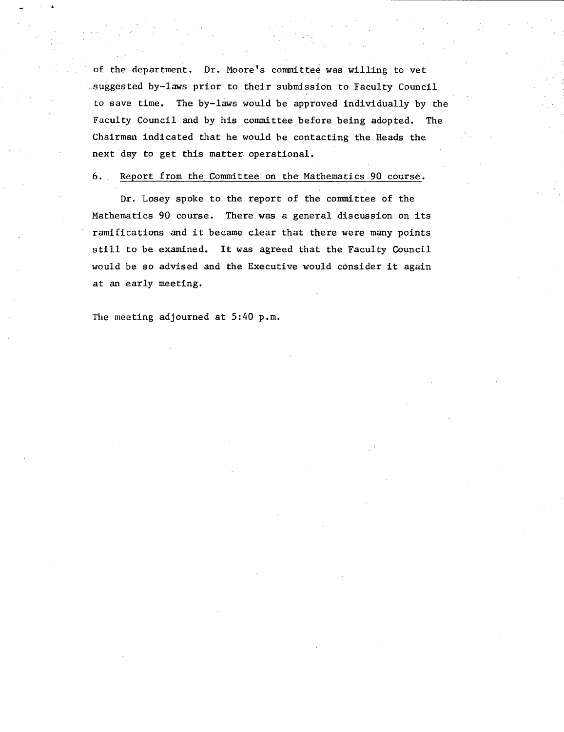of the department. Dr. Moore's committee was willing to vet suggested by-laws prior to their submission to Faculty Council to save time. The by-laws would be approved individually by the Faculty Council and by his committee before being adopted. The Chairman indicated that he would be contacting the Heads the next day to get this matter operational.

6. <u>Report from the Committee on the Mathematics 90 course.</u>

Dr. Losey spoke to the report of the committee of the Mathematics 90 course. There was a general discussion on its ramifications and it became clear that there were many points still to be examined. It was agreed that the Faculty Council would be so advised and the Executive would consider it again at an early meeting.

The meeting adjourned at 5:40 p.m.